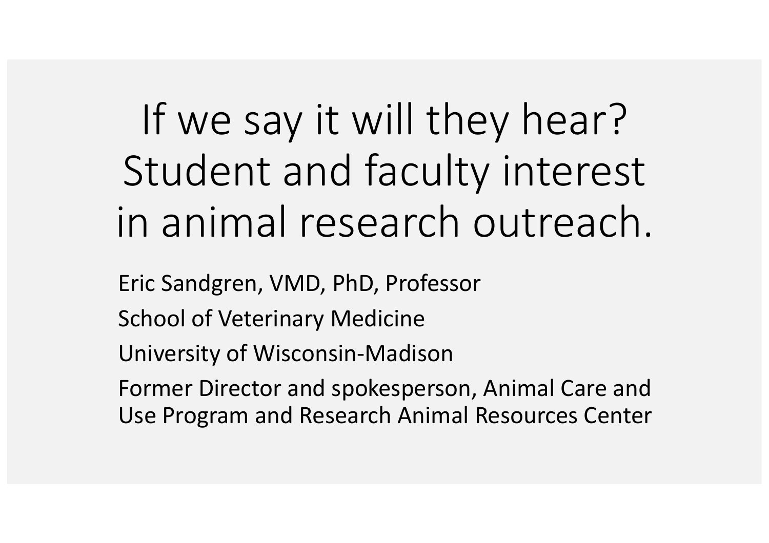# If we say it will they hear? Student and faculty interest in animal research outreach.

Eric Sandgren, VMD, PhD, Professor

School of Veterinary Medicine

University of Wisconsin-Madison

Former Director and spokesperson, Animal Care and Use Program and Research Animal Resources Center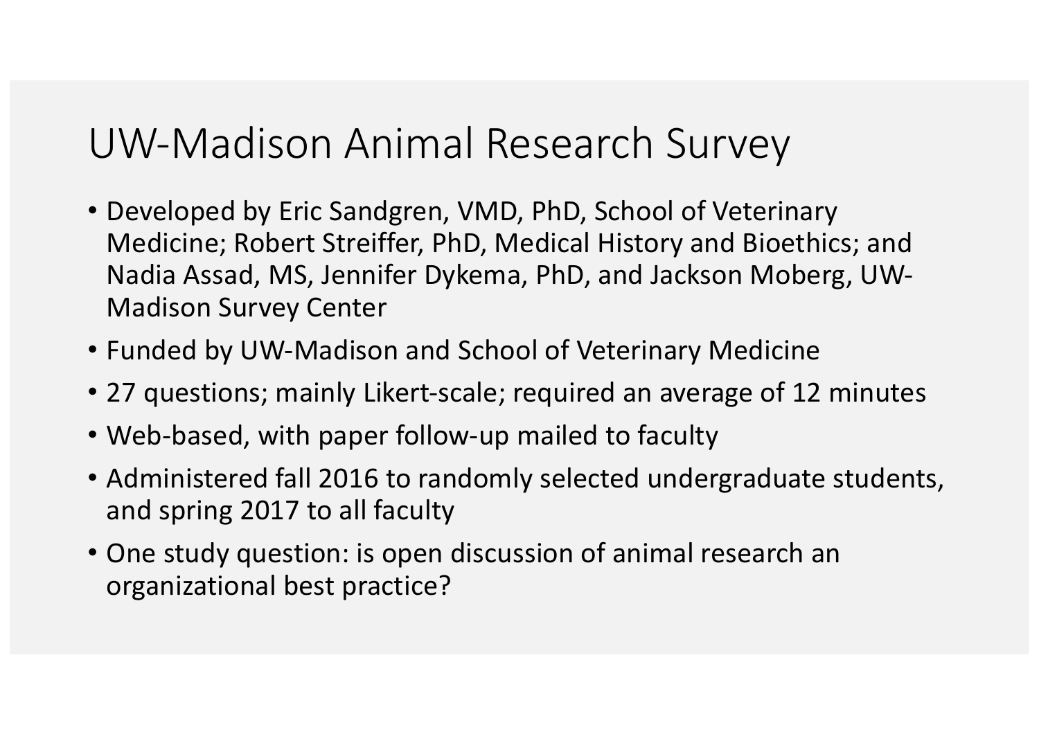# UW-Madison Animal Research Survey

- Developed by Eric Sandgren, VMD, PhD, School of Veterinary Medicine; Robert Streiffer, PhD, Medical History and Bioethics; and Nadia Assad, MS, Jennifer Dykema, PhD, and Jackson Moberg, UW-Madison Survey Center
- Funded by UW-Madison and School of Veterinary Medicine
- 27 questions; mainly Likert-scale; required an average of 12 minutes
- Web-based, with paper follow-up mailed to faculty
- Administered fall 2016 to randomly selected undergraduate students, and spring 2017 to all faculty
- One study question: is open discussion of animal research an organizational best practice?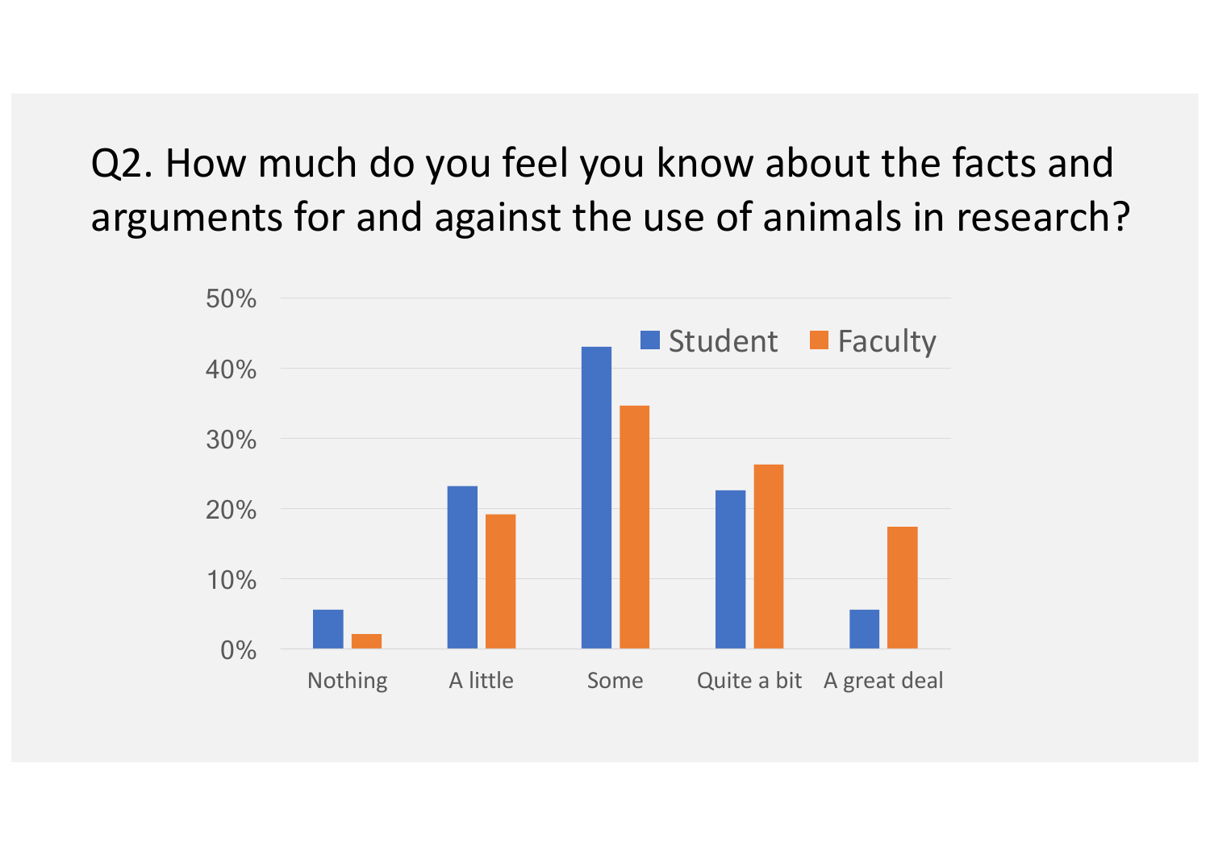# Q2. How much do you feel you know about the facts and arguments for and against the use of animals in research?

| | Student | Faculty |
|---|---|---|
| Nothing | ~5.5% | ~2% |
| A little | ~23% | ~19% |
| Some | ~43% | ~34.5% |
| Quite a bit | ~22.5% | ~26% |
| A great deal | ~5.5% | ~17.5% |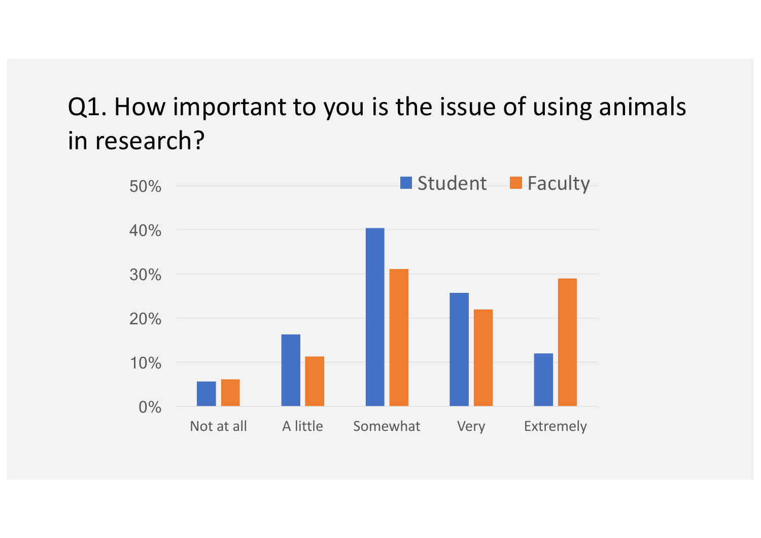# Q1. How important to you is the issue of using animals in research?

| | Student | Faculty |
|---|---|---|
| Not at all | ~6% | ~6% |
| A little | ~16% | ~11% |
| Somewhat | ~40% | ~31% |
| Very | ~26% | ~22% |
| Extremely | ~12% | ~29% |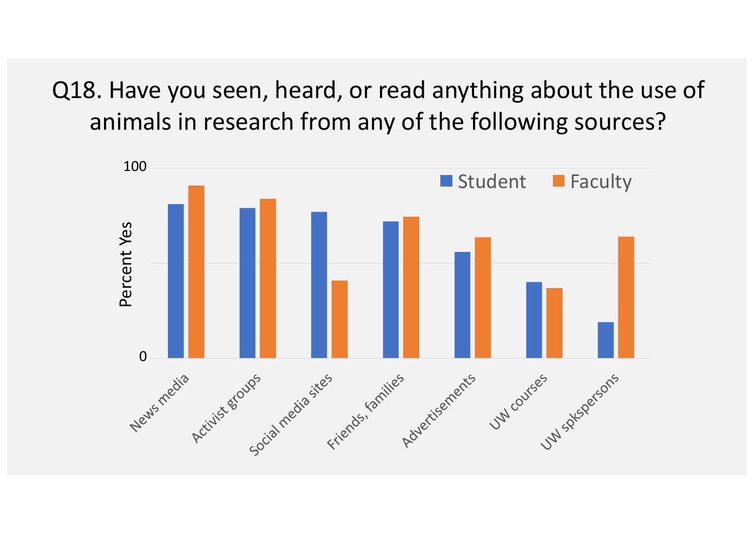# Q18. Have you seen, heard, or read anything about the use of animals in research from any of the following sources?

Percent Yes (0–100)

Legend: Student, Faculty

Categories: News media, Activist groups, Social media sites, Friends, families, Advertisements, UW courses, UW spkspersons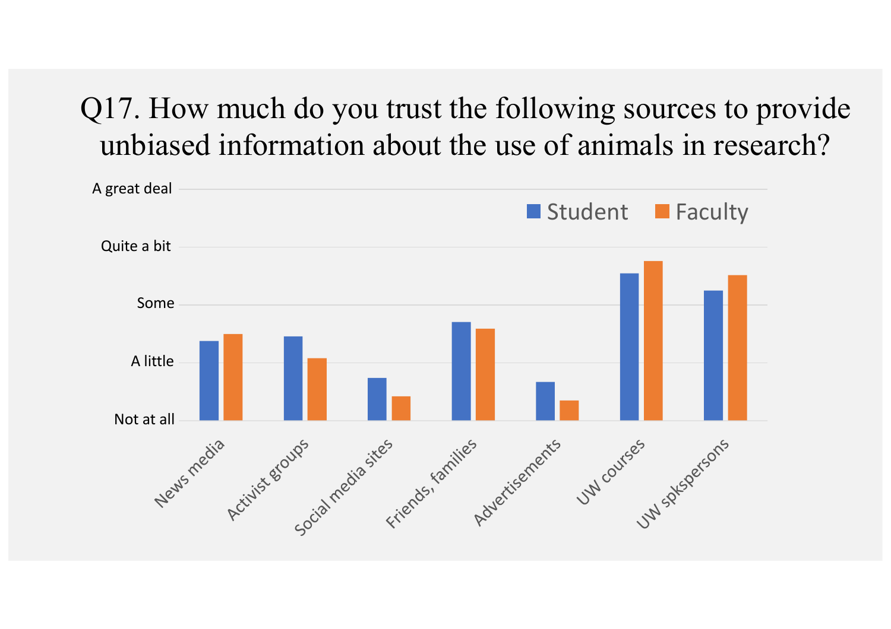# Q17. How much do you trust the following sources to provide unbiased information about the use of animals in research?

A great deal

Quite a bit

Some

A little

Not at all

Student Faculty

News media

Activist groups

Social media sites

Friends, families

Advertisements

UW courses

UW spkspersons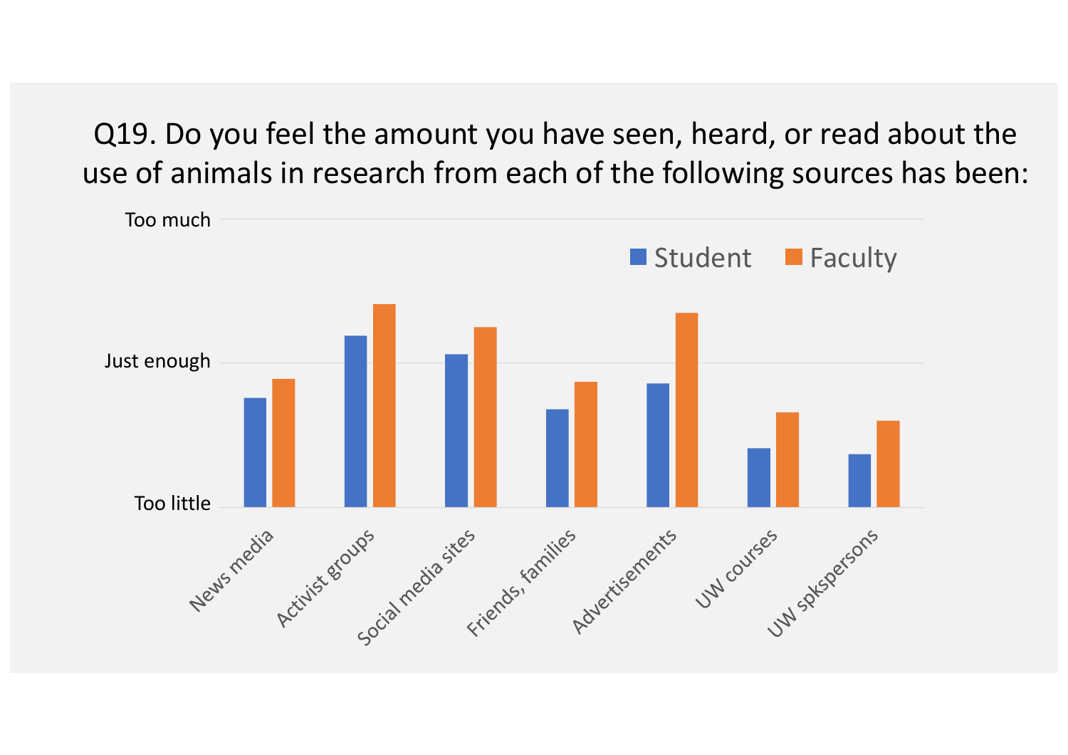# Q19. Do you feel the amount you have seen, heard, or read about the use of animals in research from each of the following sources has been:

Too much

Just enough

Too little

Student Faculty

News media, Activist groups, Social media sites, Friends, families, Advertisements, UW courses, UW spkspersons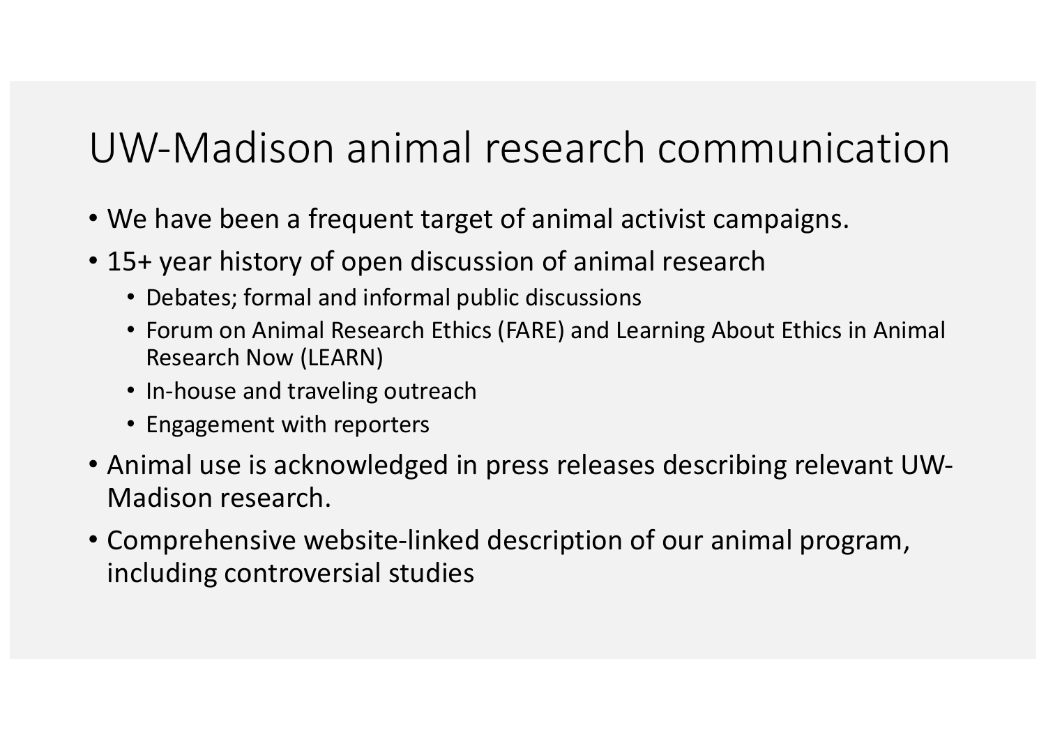# UW-Madison animal research communication

- We have been a frequent target of animal activist campaigns.
- 15+ year history of open discussion of animal research
  - Debates; formal and informal public discussions
  - Forum on Animal Research Ethics (FARE) and Learning About Ethics in Animal Research Now (LEARN)
  - In-house and traveling outreach
  - Engagement with reporters
- Animal use is acknowledged in press releases describing relevant UW-Madison research.
- Comprehensive website-linked description of our animal program, including controversial studies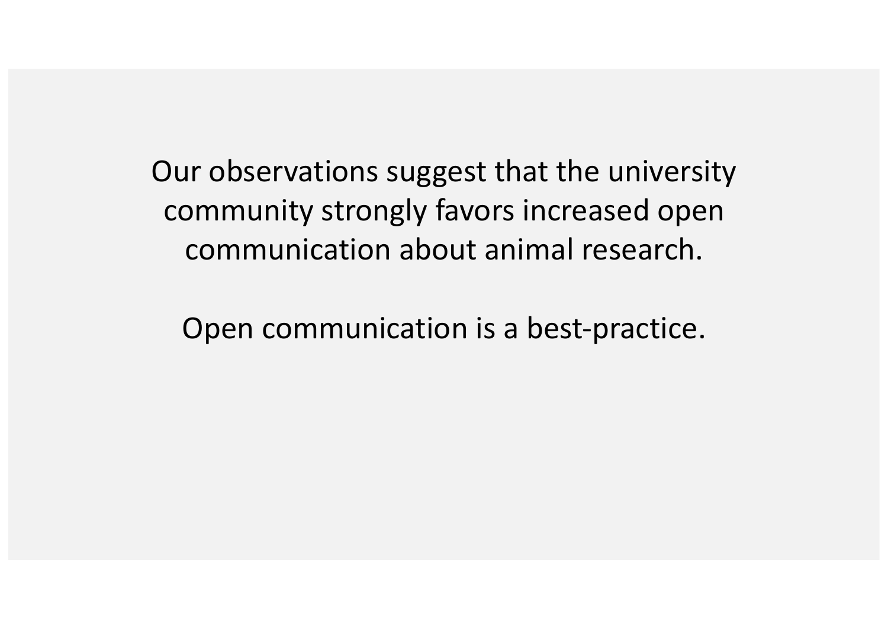Our observations suggest that the university community strongly favors increased open communication about animal research.

Open communication is a best-practice.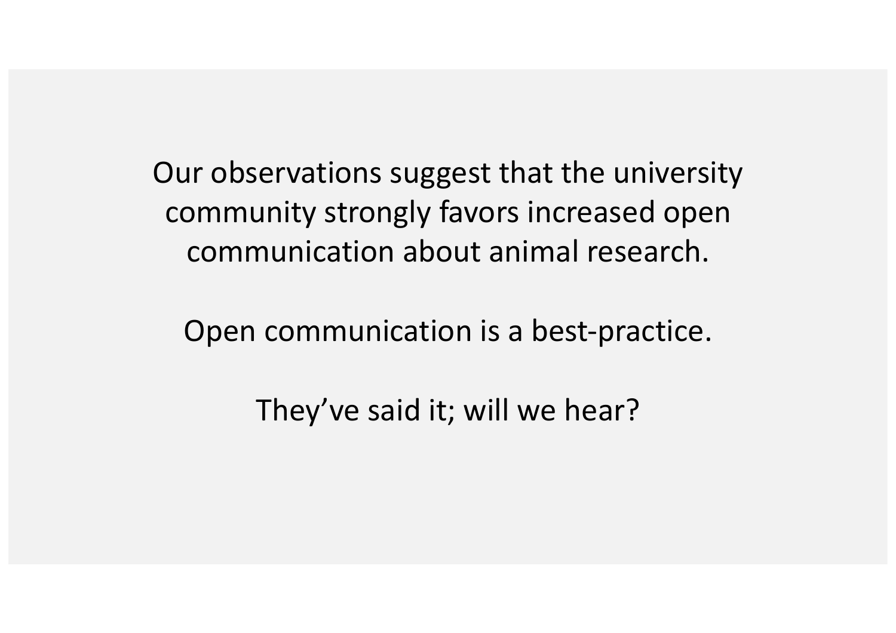Our observations suggest that the university community strongly favors increased open communication about animal research.

Open communication is a best-practice.

They've said it; will we hear?